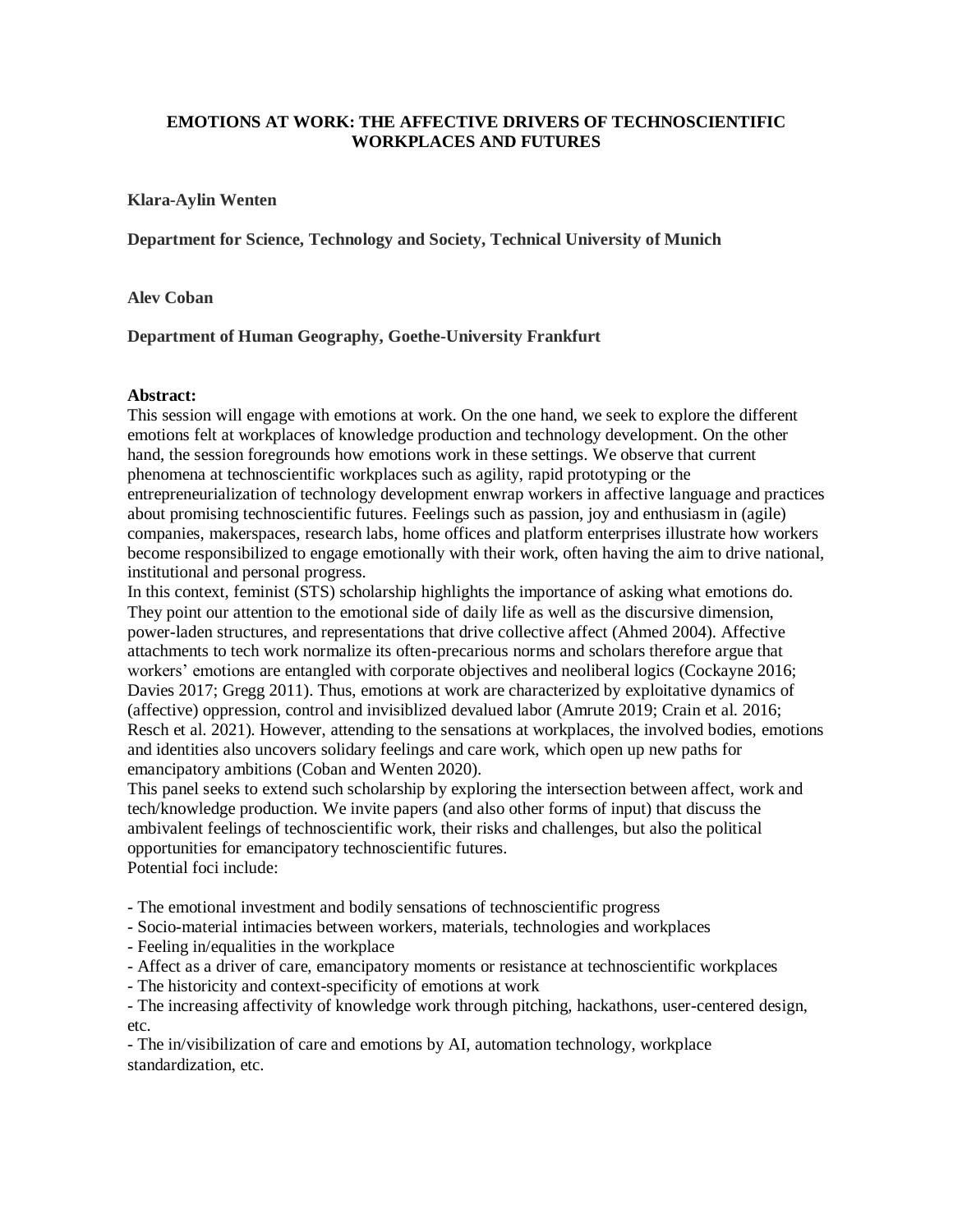# EMOTIONS AT WORK: THE AFFECTIVE DRIVERS OF TECHNOSCIENTIFIC WORKPLACES AND FUTURES

**Klara-Aylin Wenten**

**Department for Science, Technology and Society, Technical University of Munich**

**Alev Coban**

**Department of Human Geography, Goethe-University Frankfurt**

**Abstract:**

This session will engage with emotions at work. On the one hand, we seek to explore the different emotions felt at workplaces of knowledge production and technology development. On the other hand, the session foregrounds how emotions work in these settings. We observe that current phenomena at technoscientific workplaces such as agility, rapid prototyping or the entrepreneurialization of technology development enwrap workers in affective language and practices about promising technoscientific futures. Feelings such as passion, joy and enthusiasm in (agile) companies, makerspaces, research labs, home offices and platform enterprises illustrate how workers become responsibilized to engage emotionally with their work, often having the aim to drive national, institutional and personal progress.

In this context, feminist (STS) scholarship highlights the importance of asking what emotions do. They point our attention to the emotional side of daily life as well as the discursive dimension, power-laden structures, and representations that drive collective affect (Ahmed 2004). Affective attachments to tech work normalize its often-precarious norms and scholars therefore argue that workers' emotions are entangled with corporate objectives and neoliberal logics (Cockayne 2016; Davies 2017; Gregg 2011). Thus, emotions at work are characterized by exploitative dynamics of (affective) oppression, control and invisiblized devalued labor (Amrute 2019; Crain et al. 2016; Resch et al. 2021). However, attending to the sensations at workplaces, the involved bodies, emotions and identities also uncovers solidary feelings and care work, which open up new paths for emancipatory ambitions (Coban and Wenten 2020).

This panel seeks to extend such scholarship by exploring the intersection between affect, work and tech/knowledge production. We invite papers (and also other forms of input) that discuss the ambivalent feelings of technoscientific work, their risks and challenges, but also the political opportunities for emancipatory technoscientific futures.

Potential foci include:

- The emotional investment and bodily sensations of technoscientific progress
- Socio-material intimacies between workers, materials, technologies and workplaces
- Feeling in/equalities in the workplace
- Affect as a driver of care, emancipatory moments or resistance at technoscientific workplaces
- The historicity and context-specificity of emotions at work
- The increasing affectivity of knowledge work through pitching, hackathons, user-centered design, etc.
- The in/visibilization of care and emotions by AI, automation technology, workplace standardization, etc.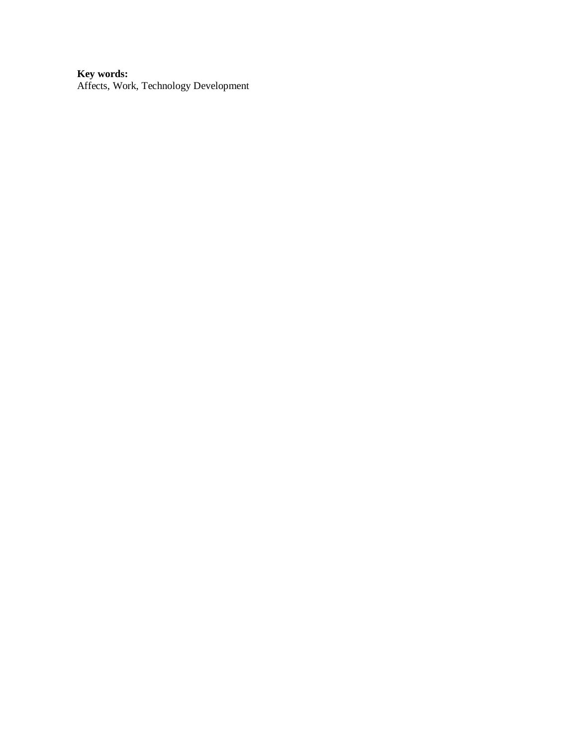**Key words:**
Affects, Work, Technology Development